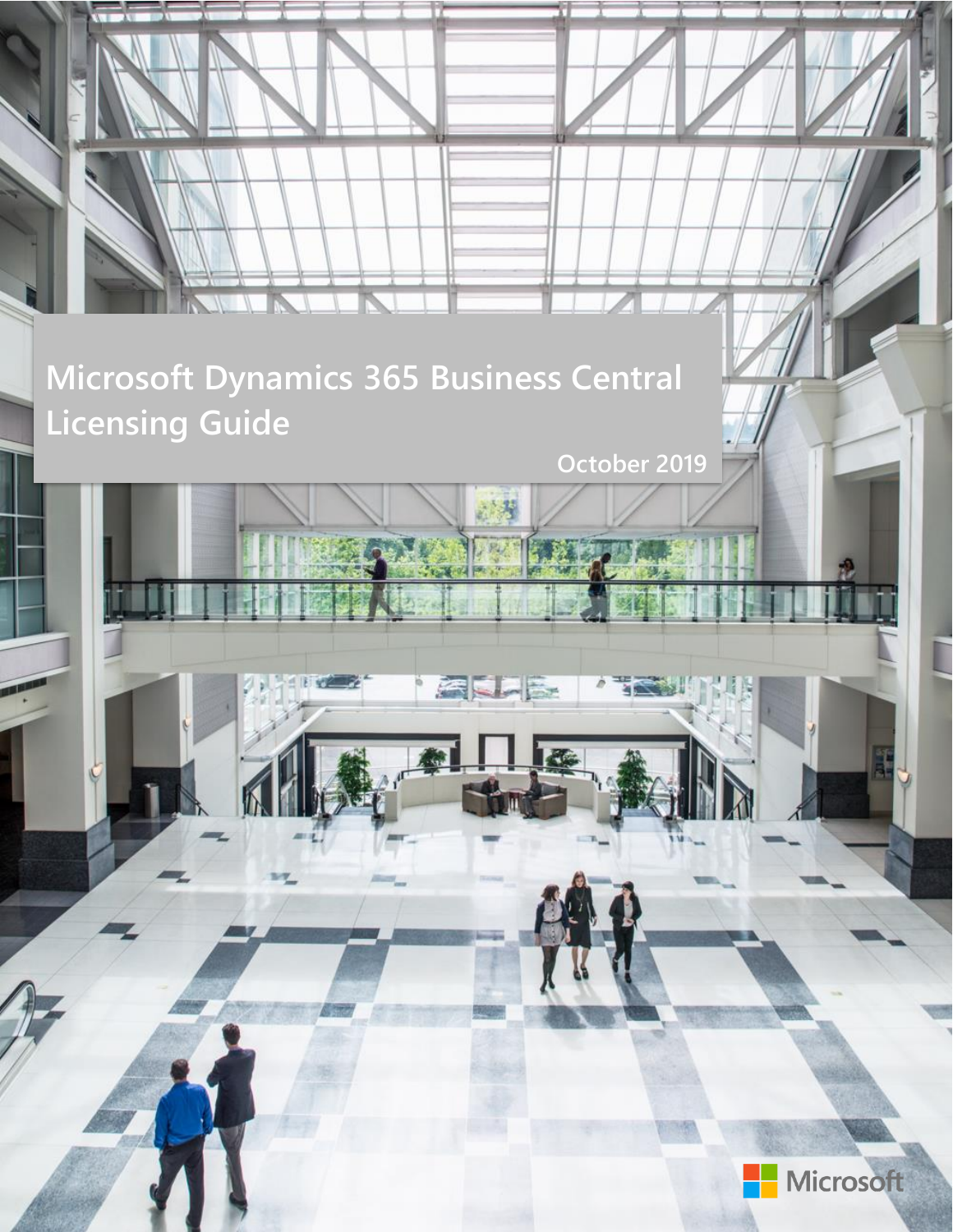# Microsoft Dynamics 365 Business Central Licensing Guide

October 2019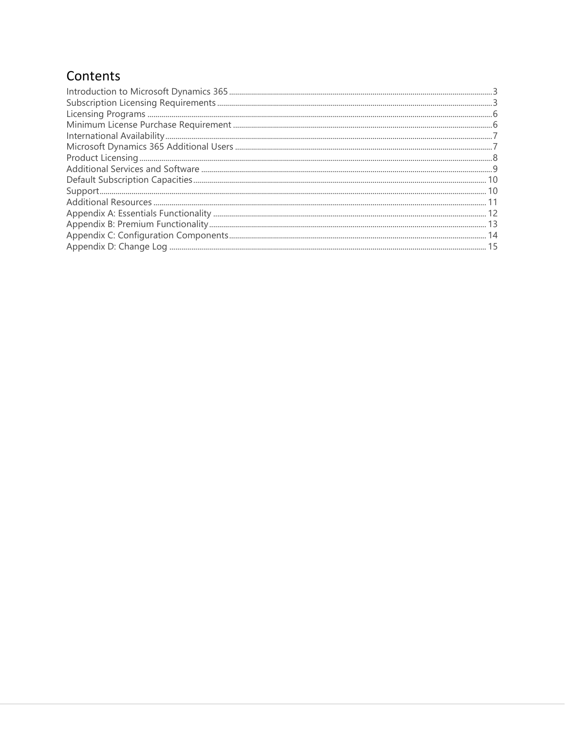# Contents

| | |
|---|---|
| Introduction to Microsoft Dynamics 365 | 3 |
| Subscription Licensing Requirements | 3 |
| Licensing Programs | 6 |
| Minimum License Purchase Requirement | 6 |
| International Availability | 7 |
| Microsoft Dynamics 365 Additional Users | 7 |
| Product Licensing | 8 |
| Additional Services and Software | 9 |
| Default Subscription Capacities | 10 |
| Support | 10 |
| Additional Resources | 11 |
| Appendix A: Essentials Functionality | 12 |
| Appendix B: Premium Functionality | 13 |
| Appendix C: Configuration Components | 14 |
| Appendix D: Change Log | 15 |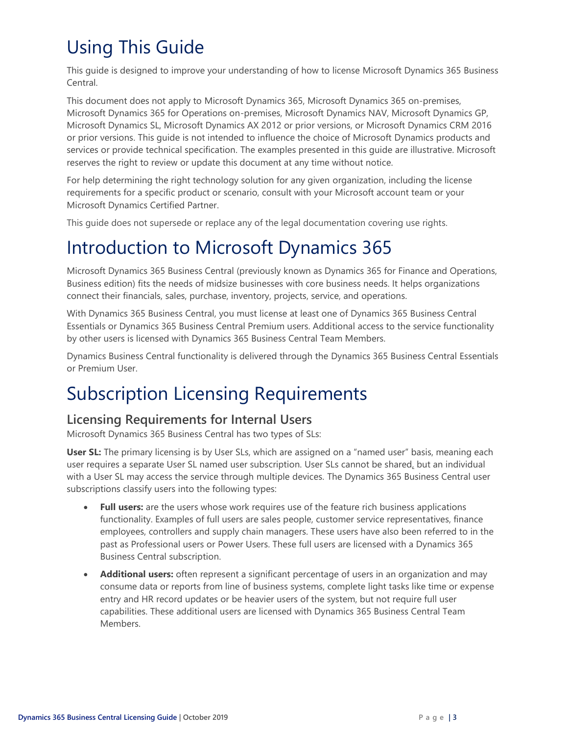# Using This Guide

This guide is designed to improve your understanding of how to license Microsoft Dynamics 365 Business Central.

This document does not apply to Microsoft Dynamics 365, Microsoft Dynamics 365 on-premises, Microsoft Dynamics 365 for Operations on-premises, Microsoft Dynamics NAV, Microsoft Dynamics GP, Microsoft Dynamics SL, Microsoft Dynamics AX 2012 or prior versions, or Microsoft Dynamics CRM 2016 or prior versions. This guide is not intended to influence the choice of Microsoft Dynamics products and services or provide technical specification. The examples presented in this guide are illustrative. Microsoft reserves the right to review or update this document at any time without notice.

For help determining the right technology solution for any given organization, including the license requirements for a specific product or scenario, consult with your Microsoft account team or your Microsoft Dynamics Certified Partner.

This guide does not supersede or replace any of the legal documentation covering use rights.

# Introduction to Microsoft Dynamics 365

Microsoft Dynamics 365 Business Central (previously known as Dynamics 365 for Finance and Operations, Business edition) fits the needs of midsize businesses with core business needs. It helps organizations connect their financials, sales, purchase, inventory, projects, service, and operations.

With Dynamics 365 Business Central, you must license at least one of Dynamics 365 Business Central Essentials or Dynamics 365 Business Central Premium users. Additional access to the service functionality by other users is licensed with Dynamics 365 Business Central Team Members.

Dynamics Business Central functionality is delivered through the Dynamics 365 Business Central Essentials or Premium User.

# Subscription Licensing Requirements

## Licensing Requirements for Internal Users

Microsoft Dynamics 365 Business Central has two types of SLs:

**User SL:** The primary licensing is by User SLs, which are assigned on a "named user" basis, meaning each user requires a separate User SL named user subscription. User SLs cannot be shared, but an individual with a User SL may access the service through multiple devices. The Dynamics 365 Business Central user subscriptions classify users into the following types:

- **Full users:** are the users whose work requires use of the feature rich business applications functionality. Examples of full users are sales people, customer service representatives, finance employees, controllers and supply chain managers. These users have also been referred to in the past as Professional users or Power Users. These full users are licensed with a Dynamics 365 Business Central subscription.
- **Additional users:** often represent a significant percentage of users in an organization and may consume data or reports from line of business systems, complete light tasks like time or expense entry and HR record updates or be heavier users of the system, but not require full user capabilities. These additional users are licensed with Dynamics 365 Business Central Team Members.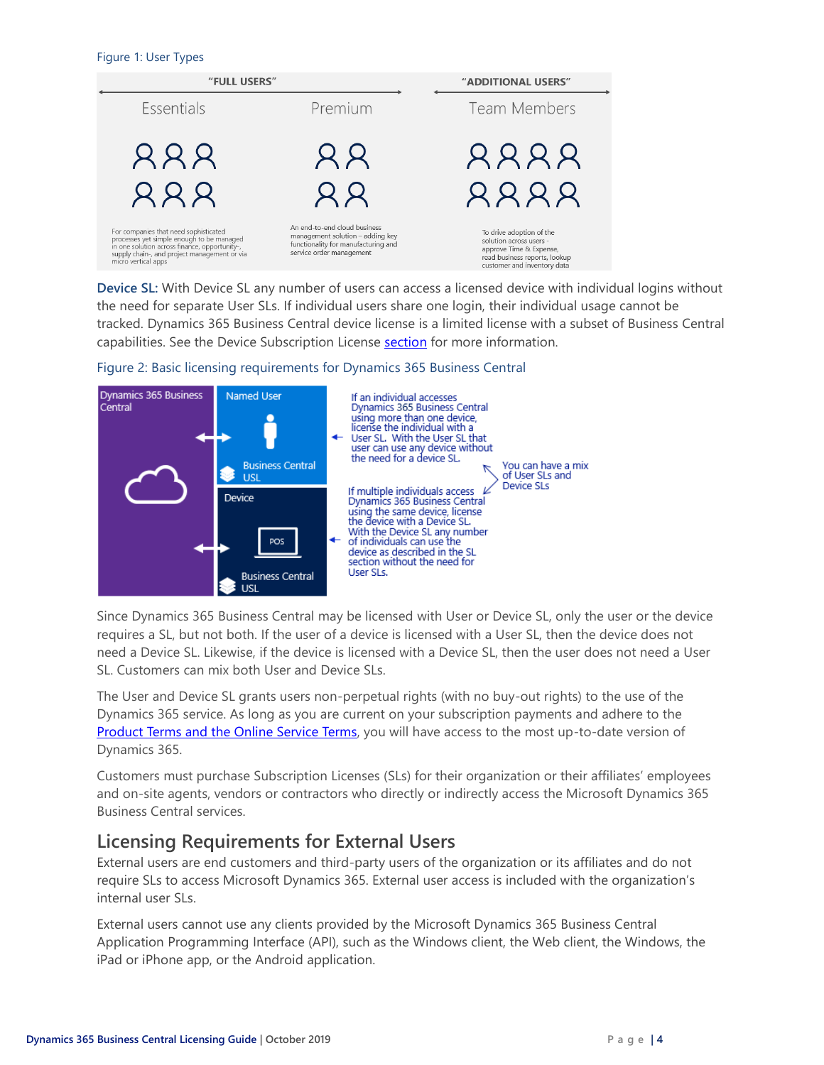Figure 1: User Types

| "FULL USERS" | | "ADDITIONAL USERS" |
|---|---|---|
| Essentials | Premium | Team Members |
| For companies that need sophisticated processes yet simple enough to be managed in one solution across finance, opportunity-, supply chain-, and project management or via micro vertical apps | An end-to-end cloud business management solution – adding key functionality for manufacturing and service order management | To drive adoption of the solution across users - approve Time & Expense, read business reports, lookup customer and inventory data |

**Device SL:** With Device SL any number of users can access a licensed device with individual logins without the need for separate User SLs. If individual users share one login, their individual usage cannot be tracked. Dynamics 365 Business Central device license is a limited license with a subset of Business Central capabilities. See the Device Subscription License section for more information.

Figure 2: Basic licensing requirements for Dynamics 365 Business Central

Dynamics 365 Business Central

Named User — Business Central USL: If an individual accesses Dynamics 365 Business Central using more than one device, license the individual with a User SL. With the User SL that user can use any device without the need for a device SL.

Device (POS) — Business Central USL: If multiple individuals access Dynamics 365 Business Central using the same device, license the device with a Device SL. With the Device SL any number of individuals can use the device as described in the SL section without the need for User SLs.

You can have a mix of User SLs and Device SLs

Since Dynamics 365 Business Central may be licensed with User or Device SL, only the user or the device requires a SL, but not both. If the user of a device is licensed with a User SL, then the device does not need a Device SL. Likewise, if the device is licensed with a Device SL, then the user does not need a User SL. Customers can mix both User and Device SLs.

The User and Device SL grants users non-perpetual rights (with no buy-out rights) to the use of the Dynamics 365 service. As long as you are current on your subscription payments and adhere to the Product Terms and the Online Service Terms, you will have access to the most up-to-date version of Dynamics 365.

Customers must purchase Subscription Licenses (SLs) for their organization or their affiliates' employees and on-site agents, vendors or contractors who directly or indirectly access the Microsoft Dynamics 365 Business Central services.

## Licensing Requirements for External Users

External users are end customers and third-party users of the organization or its affiliates and do not require SLs to access Microsoft Dynamics 365. External user access is included with the organization's internal user SLs.

External users cannot use any clients provided by the Microsoft Dynamics 365 Business Central Application Programming Interface (API), such as the Windows client, the Web client, the Windows, the iPad or iPhone app, or the Android application.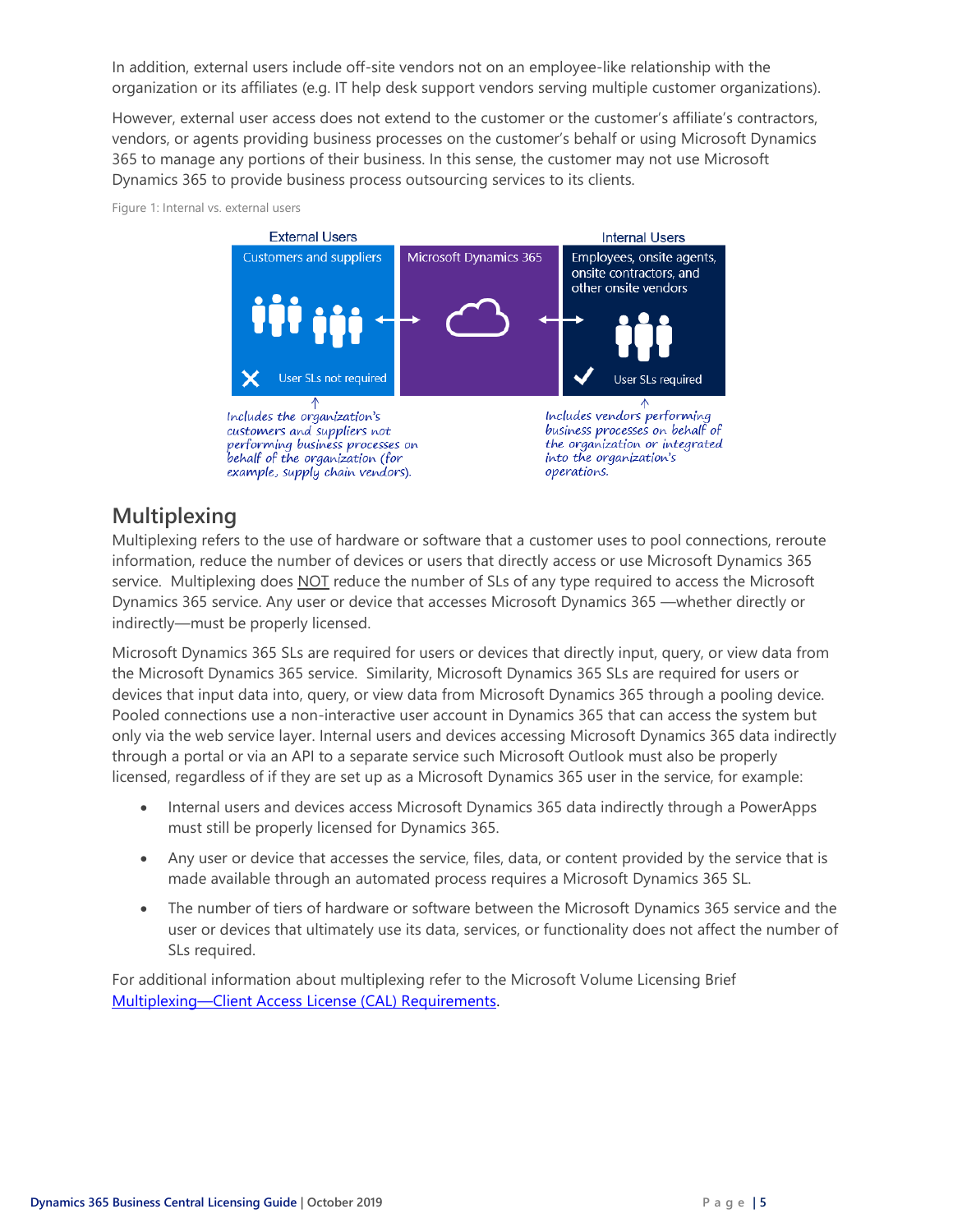In addition, external users include off-site vendors not on an employee-like relationship with the organization or its affiliates (e.g. IT help desk support vendors serving multiple customer organizations).

However, external user access does not extend to the customer or the customer's affiliate's contractors, vendors, or agents providing business processes on the customer's behalf or using Microsoft Dynamics 365 to manage any portions of their business. In this sense, the customer may not use Microsoft Dynamics 365 to provide business process outsourcing services to its clients.

Figure 1: Internal vs. external users

External Users — Customers and suppliers — User SLs not required

Microsoft Dynamics 365

Internal Users — Employees, onsite agents, onsite contractors, and other onsite vendors — User SLs required

Includes the organization's customers and suppliers not performing business processes on behalf of the organization (for example, supply chain vendors).

Includes vendors performing business processes on behalf of the organization or integrated into the organization's operations.

## Multiplexing

Multiplexing refers to the use of hardware or software that a customer uses to pool connections, reroute information, reduce the number of devices or users that directly access or use Microsoft Dynamics 365 service. Multiplexing does NOT reduce the number of SLs of any type required to access the Microsoft Dynamics 365 service. Any user or device that accesses Microsoft Dynamics 365 —whether directly or indirectly—must be properly licensed.

Microsoft Dynamics 365 SLs are required for users or devices that directly input, query, or view data from the Microsoft Dynamics 365 service. Similarity, Microsoft Dynamics 365 SLs are required for users or devices that input data into, query, or view data from Microsoft Dynamics 365 through a pooling device. Pooled connections use a non-interactive user account in Dynamics 365 that can access the system but only via the web service layer. Internal users and devices accessing Microsoft Dynamics 365 data indirectly through a portal or via an API to a separate service such Microsoft Outlook must also be properly licensed, regardless of if they are set up as a Microsoft Dynamics 365 user in the service, for example:

- Internal users and devices access Microsoft Dynamics 365 data indirectly through a PowerApps must still be properly licensed for Dynamics 365.
- Any user or device that accesses the service, files, data, or content provided by the service that is made available through an automated process requires a Microsoft Dynamics 365 SL.
- The number of tiers of hardware or software between the Microsoft Dynamics 365 service and the user or devices that ultimately use its data, services, or functionality does not affect the number of SLs required.

For additional information about multiplexing refer to the Microsoft Volume Licensing Brief [Multiplexing—Client Access License (CAL) Requirements](#).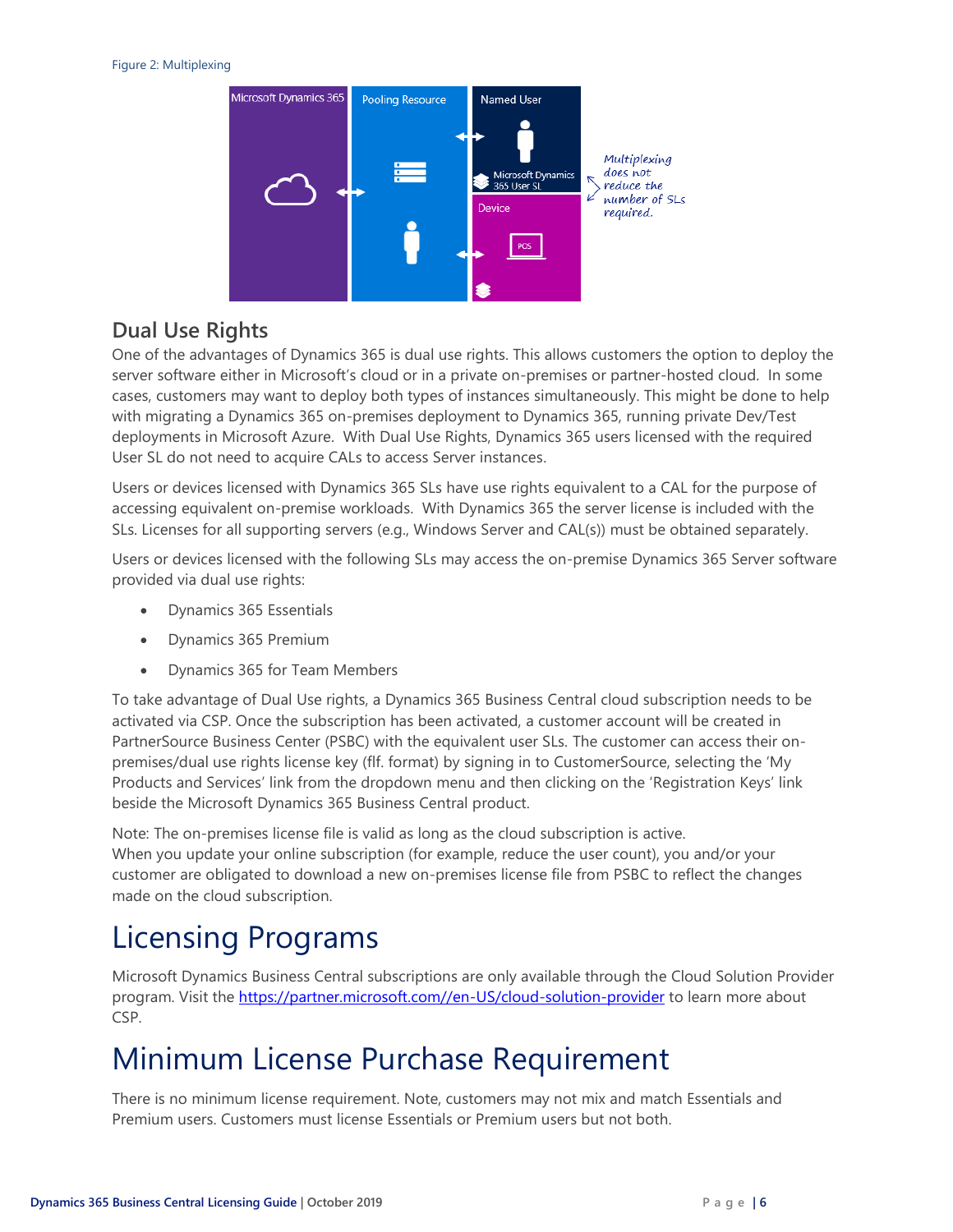Figure 2: Multiplexing

## Dual Use Rights

One of the advantages of Dynamics 365 is dual use rights. This allows customers the option to deploy the server software either in Microsoft's cloud or in a private on-premises or partner-hosted cloud. In some cases, customers may want to deploy both types of instances simultaneously. This might be done to help with migrating a Dynamics 365 on-premises deployment to Dynamics 365, running private Dev/Test deployments in Microsoft Azure. With Dual Use Rights, Dynamics 365 users licensed with the required User SL do not need to acquire CALs to access Server instances.

Users or devices licensed with Dynamics 365 SLs have use rights equivalent to a CAL for the purpose of accessing equivalent on-premise workloads. With Dynamics 365 the server license is included with the SLs. Licenses for all supporting servers (e.g., Windows Server and CAL(s)) must be obtained separately.

Users or devices licensed with the following SLs may access the on-premise Dynamics 365 Server software provided via dual use rights:

- Dynamics 365 Essentials
- Dynamics 365 Premium
- Dynamics 365 for Team Members

To take advantage of Dual Use rights, a Dynamics 365 Business Central cloud subscription needs to be activated via CSP. Once the subscription has been activated, a customer account will be created in PartnerSource Business Center (PSBC) with the equivalent user SLs. The customer can access their on-premises/dual use rights license key (flf. format) by signing in to CustomerSource, selecting the 'My Products and Services' link from the dropdown menu and then clicking on the 'Registration Keys' link beside the Microsoft Dynamics 365 Business Central product.

Note: The on-premises license file is valid as long as the cloud subscription is active.
When you update your online subscription (for example, reduce the user count), you and/or your customer are obligated to download a new on-premises license file from PSBC to reflect the changes made on the cloud subscription.

# Licensing Programs

Microsoft Dynamics Business Central subscriptions are only available through the Cloud Solution Provider program. Visit the https://partner.microsoft.com//en-US/cloud-solution-provider to learn more about CSP.

# Minimum License Purchase Requirement

There is no minimum license requirement. Note, customers may not mix and match Essentials and Premium users. Customers must license Essentials or Premium users but not both.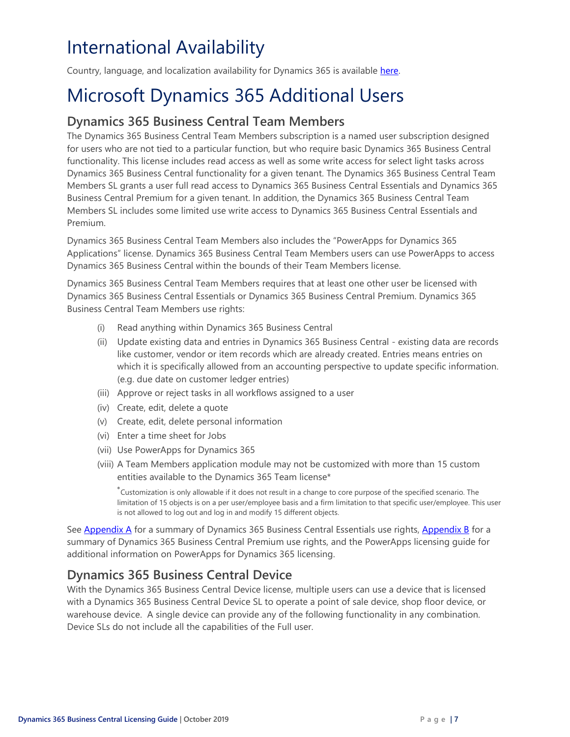# International Availability

Country, language, and localization availability for Dynamics 365 is available [here](#).

# Microsoft Dynamics 365 Additional Users

## Dynamics 365 Business Central Team Members

The Dynamics 365 Business Central Team Members subscription is a named user subscription designed for users who are not tied to a particular function, but who require basic Dynamics 365 Business Central functionality. This license includes read access as well as some write access for select light tasks across Dynamics 365 Business Central functionality for a given tenant. The Dynamics 365 Business Central Team Members SL grants a user full read access to Dynamics 365 Business Central Essentials and Dynamics 365 Business Central Premium for a given tenant. In addition, the Dynamics 365 Business Central Team Members SL includes some limited use write access to Dynamics 365 Business Central Essentials and Premium.

Dynamics 365 Business Central Team Members also includes the "PowerApps for Dynamics 365 Applications" license. Dynamics 365 Business Central Team Members users can use PowerApps to access Dynamics 365 Business Central within the bounds of their Team Members license.

Dynamics 365 Business Central Team Members requires that at least one other user be licensed with Dynamics 365 Business Central Essentials or Dynamics 365 Business Central Premium. Dynamics 365 Business Central Team Members use rights:

(i) Read anything within Dynamics 365 Business Central

(ii) Update existing data and entries in Dynamics 365 Business Central - existing data are records like customer, vendor or item records which are already created. Entries means entries on which it is specifically allowed from an accounting perspective to update specific information. (e.g. due date on customer ledger entries)

(iii) Approve or reject tasks in all workflows assigned to a user

(iv) Create, edit, delete a quote

(v) Create, edit, delete personal information

(vi) Enter a time sheet for Jobs

(vii) Use PowerApps for Dynamics 365

(viii) A Team Members application module may not be customized with more than 15 custom entities available to the Dynamics 365 Team license*

*Customization is only allowable if it does not result in a change to core purpose of the specified scenario. The limitation of 15 objects is on a per user/employee basis and a firm limitation to that specific user/employee. This user is not allowed to log out and log in and modify 15 different objects.

See [Appendix A](#) for a summary of Dynamics 365 Business Central Essentials use rights, [Appendix B](#) for a summary of Dynamics 365 Business Central Premium use rights, and the PowerApps licensing guide for additional information on PowerApps for Dynamics 365 licensing.

## Dynamics 365 Business Central Device

With the Dynamics 365 Business Central Device license, multiple users can use a device that is licensed with a Dynamics 365 Business Central Device SL to operate a point of sale device, shop floor device, or warehouse device. A single device can provide any of the following functionality in any combination. Device SLs do not include all the capabilities of the Full user.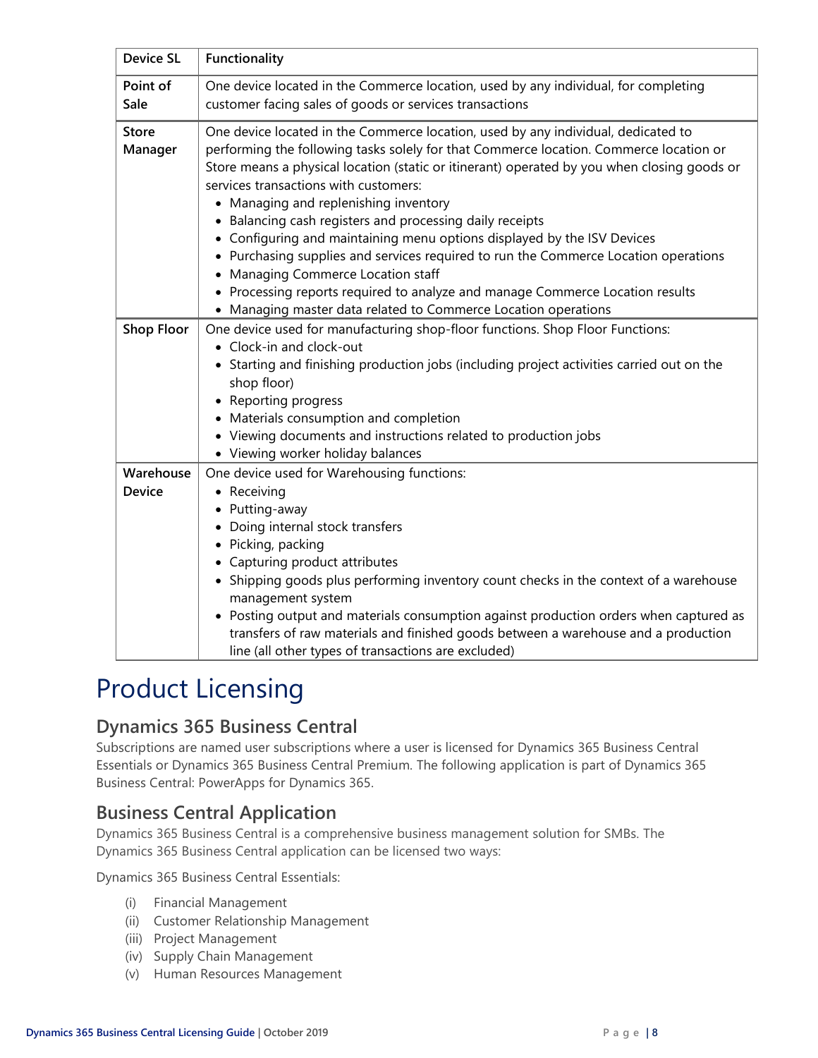| Device SL | Functionality |
|---|---|
| Point of Sale | One device located in the Commerce location, used by any individual, for completing customer facing sales of goods or services transactions |
| Store Manager | One device located in the Commerce location, used by any individual, dedicated to performing the following tasks solely for that Commerce location. Commerce location or Store means a physical location (static or itinerant) operated by you when closing goods or services transactions with customers:<br>• Managing and replenishing inventory<br>• Balancing cash registers and processing daily receipts<br>• Configuring and maintaining menu options displayed by the ISV Devices<br>• Purchasing supplies and services required to run the Commerce Location operations<br>• Managing Commerce Location staff<br>• Processing reports required to analyze and manage Commerce Location results<br>• Managing master data related to Commerce Location operations |
| Shop Floor | One device used for manufacturing shop-floor functions. Shop Floor Functions:<br>• Clock-in and clock-out<br>• Starting and finishing production jobs (including project activities carried out on the shop floor)<br>• Reporting progress<br>• Materials consumption and completion<br>• Viewing documents and instructions related to production jobs<br>• Viewing worker holiday balances |
| Warehouse Device | One device used for Warehousing functions:<br>• Receiving<br>• Putting-away<br>• Doing internal stock transfers<br>• Picking, packing<br>• Capturing product attributes<br>• Shipping goods plus performing inventory count checks in the context of a warehouse management system<br>• Posting output and materials consumption against production orders when captured as transfers of raw materials and finished goods between a warehouse and a production line (all other types of transactions are excluded) |

# Product Licensing

## Dynamics 365 Business Central

Subscriptions are named user subscriptions where a user is licensed for Dynamics 365 Business Central Essentials or Dynamics 365 Business Central Premium. The following application is part of Dynamics 365 Business Central: PowerApps for Dynamics 365.

## Business Central Application

Dynamics 365 Business Central is a comprehensive business management solution for SMBs. The Dynamics 365 Business Central application can be licensed two ways:

Dynamics 365 Business Central Essentials:

- (i) Financial Management
- (ii) Customer Relationship Management
- (iii) Project Management
- (iv) Supply Chain Management
- (v) Human Resources Management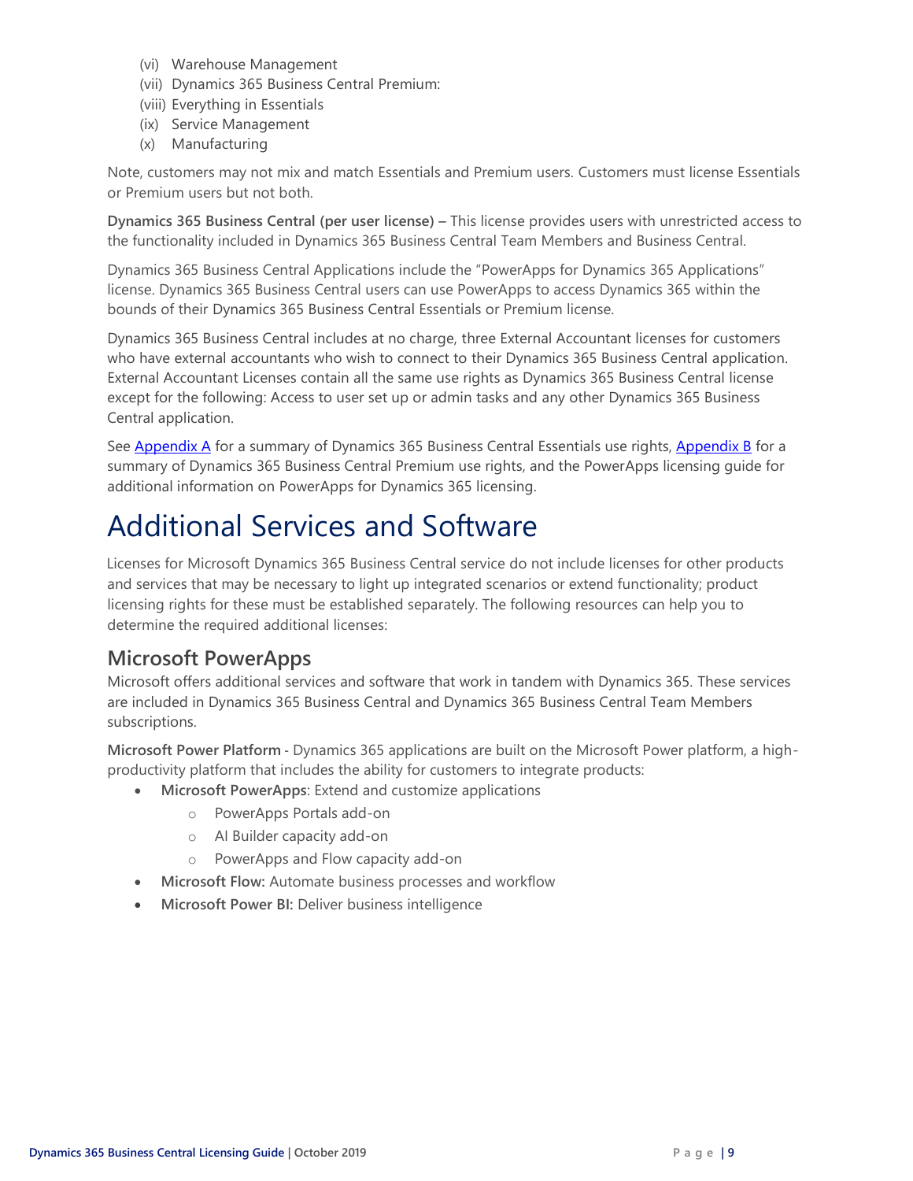(vi) Warehouse Management
(vii) Dynamics 365 Business Central Premium:
(viii) Everything in Essentials
(ix) Service Management
(x) Manufacturing

Note, customers may not mix and match Essentials and Premium users. Customers must license Essentials or Premium users but not both.

**Dynamics 365 Business Central (per user license) –** This license provides users with unrestricted access to the functionality included in Dynamics 365 Business Central Team Members and Business Central.

Dynamics 365 Business Central Applications include the "PowerApps for Dynamics 365 Applications" license. Dynamics 365 Business Central users can use PowerApps to access Dynamics 365 within the bounds of their Dynamics 365 Business Central Essentials or Premium license.

Dynamics 365 Business Central includes at no charge, three External Accountant licenses for customers who have external accountants who wish to connect to their Dynamics 365 Business Central application. External Accountant Licenses contain all the same use rights as Dynamics 365 Business Central license except for the following: Access to user set up or admin tasks and any other Dynamics 365 Business Central application.

See Appendix A for a summary of Dynamics 365 Business Central Essentials use rights, Appendix B for a summary of Dynamics 365 Business Central Premium use rights, and the PowerApps licensing guide for additional information on PowerApps for Dynamics 365 licensing.

# Additional Services and Software

Licenses for Microsoft Dynamics 365 Business Central service do not include licenses for other products and services that may be necessary to light up integrated scenarios or extend functionality; product licensing rights for these must be established separately. The following resources can help you to determine the required additional licenses:

## Microsoft PowerApps

Microsoft offers additional services and software that work in tandem with Dynamics 365. These services are included in Dynamics 365 Business Central and Dynamics 365 Business Central Team Members subscriptions.

**Microsoft Power Platform** - Dynamics 365 applications are built on the Microsoft Power platform, a high-productivity platform that includes the ability for customers to integrate products:

- **Microsoft PowerApps**: Extend and customize applications
  - PowerApps Portals add-on
  - AI Builder capacity add-on
  - PowerApps and Flow capacity add-on
- **Microsoft Flow:** Automate business processes and workflow
- **Microsoft Power BI:** Deliver business intelligence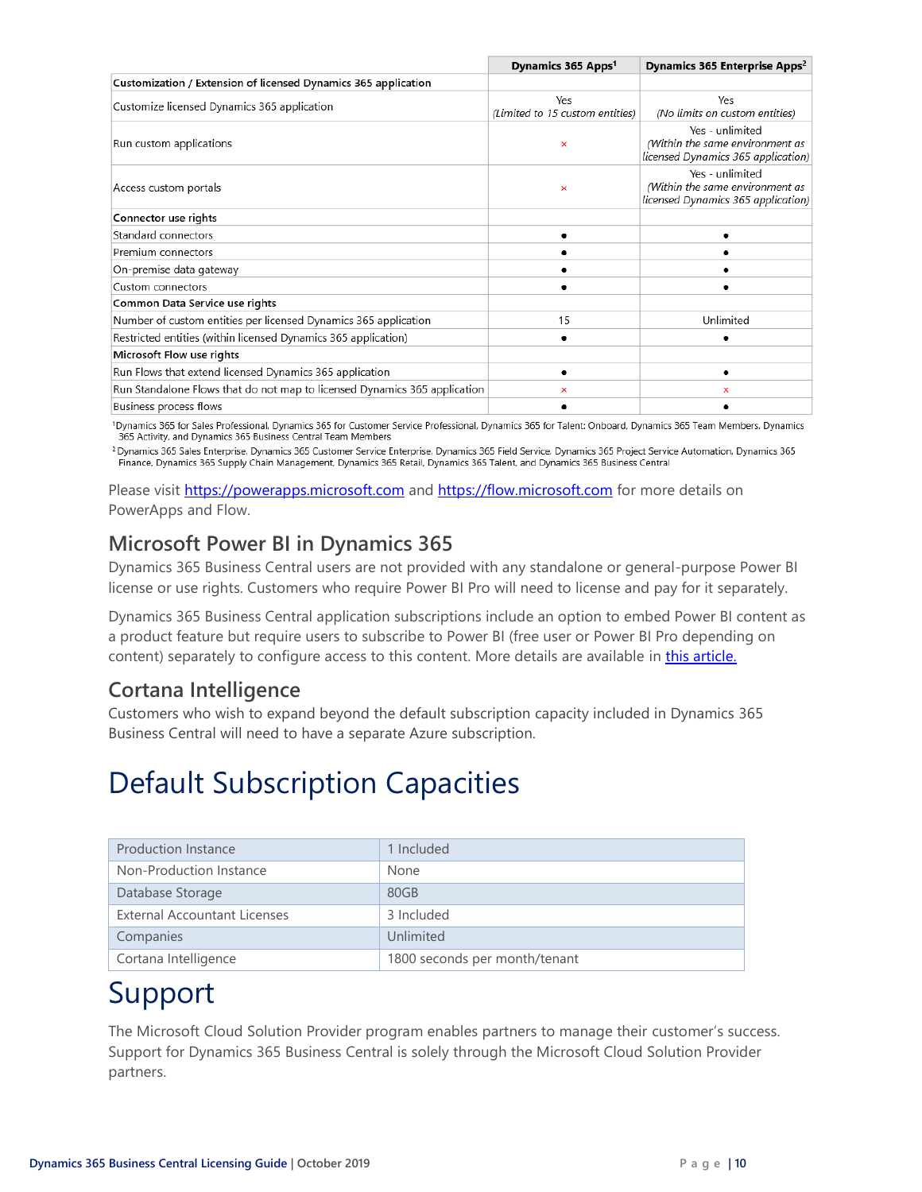| | Dynamics 365 Apps[1] | Dynamics 365 Enterprise Apps[2] |
|---|---|---|
| **Customization / Extension of licensed Dynamics 365 application** | | |
| Customize licensed Dynamics 365 application | Yes *(Limited to 15 custom entities)* | Yes *(No limits on custom entities)* |
| Run custom applications | × | Yes - unlimited *(Within the same environment as licensed Dynamics 365 application)* |
| Access custom portals | × | Yes - unlimited *(Within the same environment as licensed Dynamics 365 application)* |
| **Connector use rights** | | |
| Standard connectors | ● | ● |
| Premium connectors | ● | ● |
| On-premise data gateway | ● | ● |
| Custom connectors | ● | ● |
| **Common Data Service use rights** | | |
| Number of custom entities per licensed Dynamics 365 application | 15 | Unlimited |
| Restricted entities (within licensed Dynamics 365 application) | ● | ● |
| **Microsoft Flow use rights** | | |
| Run Flows that extend licensed Dynamics 365 application | ● | ● |
| Run Standalone Flows that do not map to licensed Dynamics 365 application | × | × |
| Business process flows | ● | ● |

[1] Dynamics 365 for Sales Professional, Dynamics 365 for Customer Service Professional, Dynamics 365 for Talent: Onboard, Dynamics 365 Team Members, Dynamics 365 Activity, and Dynamics 365 Business Central Team Members

[2] Dynamics 365 Sales Enterprise, Dynamics 365 Customer Service Enterprise, Dynamics 365 Field Service, Dynamics 365 Project Service Automation, Dynamics 365 Finance, Dynamics 365 Supply Chain Management, Dynamics 365 Retail, Dynamics 365 Talent, and Dynamics 365 Business Central

Please visit https://powerapps.microsoft.com and https://flow.microsoft.com for more details on PowerApps and Flow.

## Microsoft Power BI in Dynamics 365

Dynamics 365 Business Central users are not provided with any standalone or general-purpose Power BI license or use rights. Customers who require Power BI Pro will need to license and pay for it separately.

Dynamics 365 Business Central application subscriptions include an option to embed Power BI content as a product feature but require users to subscribe to Power BI (free user or Power BI Pro depending on content) separately to configure access to this content. More details are available in this article.

## Cortana Intelligence

Customers who wish to expand beyond the default subscription capacity included in Dynamics 365 Business Central will need to have a separate Azure subscription.

# Default Subscription Capacities

| | |
|---|---|
| Production Instance | 1 Included |
| Non-Production Instance | None |
| Database Storage | 80GB |
| External Accountant Licenses | 3 Included |
| Companies | Unlimited |
| Cortana Intelligence | 1800 seconds per month/tenant |

# Support

The Microsoft Cloud Solution Provider program enables partners to manage their customer's success. Support for Dynamics 365 Business Central is solely through the Microsoft Cloud Solution Provider partners.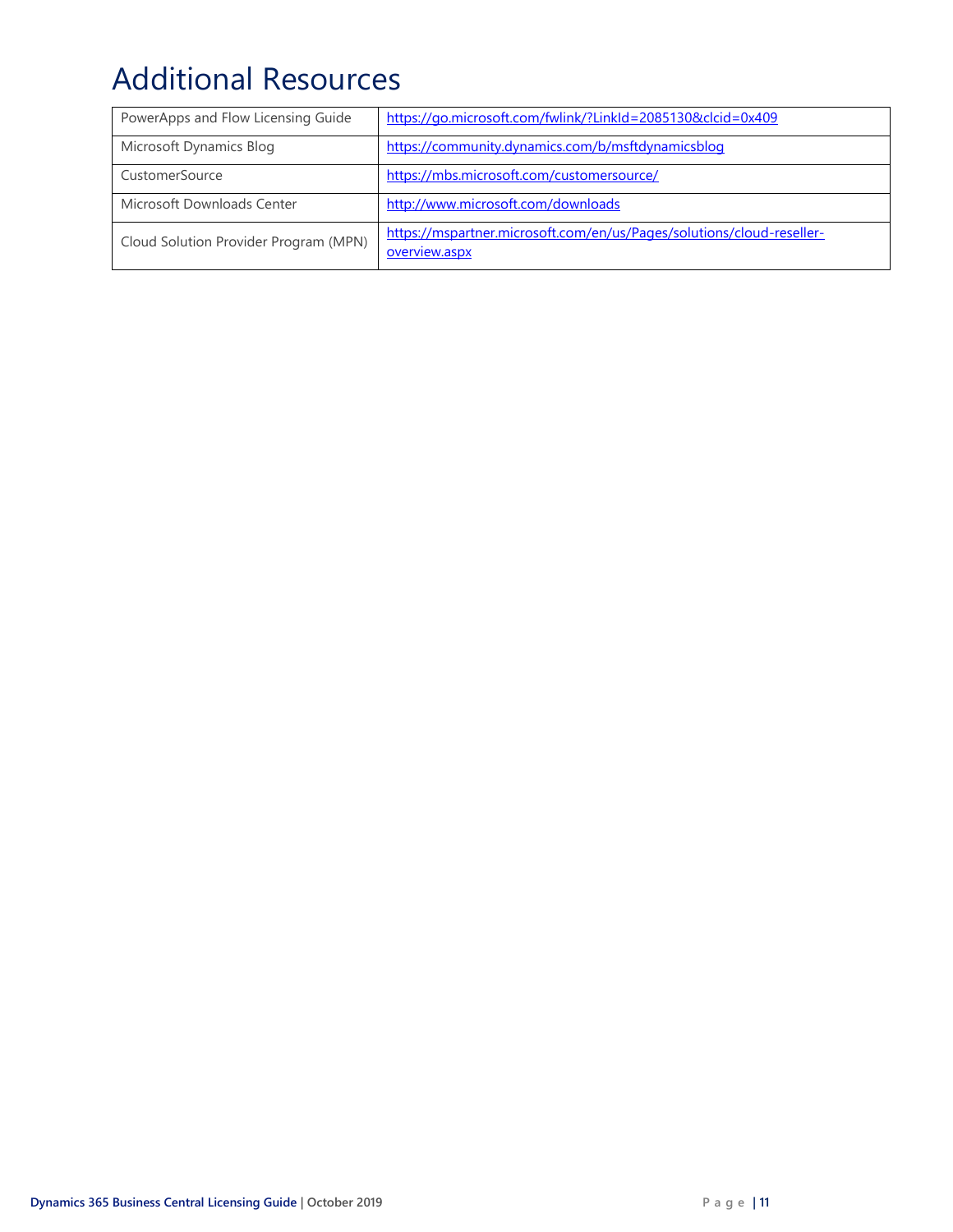# Additional Resources

| | |
|---|---|
| PowerApps and Flow Licensing Guide | https://go.microsoft.com/fwlink/?LinkId=2085130&clcid=0x409 |
| Microsoft Dynamics Blog | https://community.dynamics.com/b/msftdynamicsblog |
| CustomerSource | https://mbs.microsoft.com/customersource/ |
| Microsoft Downloads Center | http://www.microsoft.com/downloads |
| Cloud Solution Provider Program (MPN) | https://mspartner.microsoft.com/en/us/Pages/solutions/cloud-reseller-overview.aspx |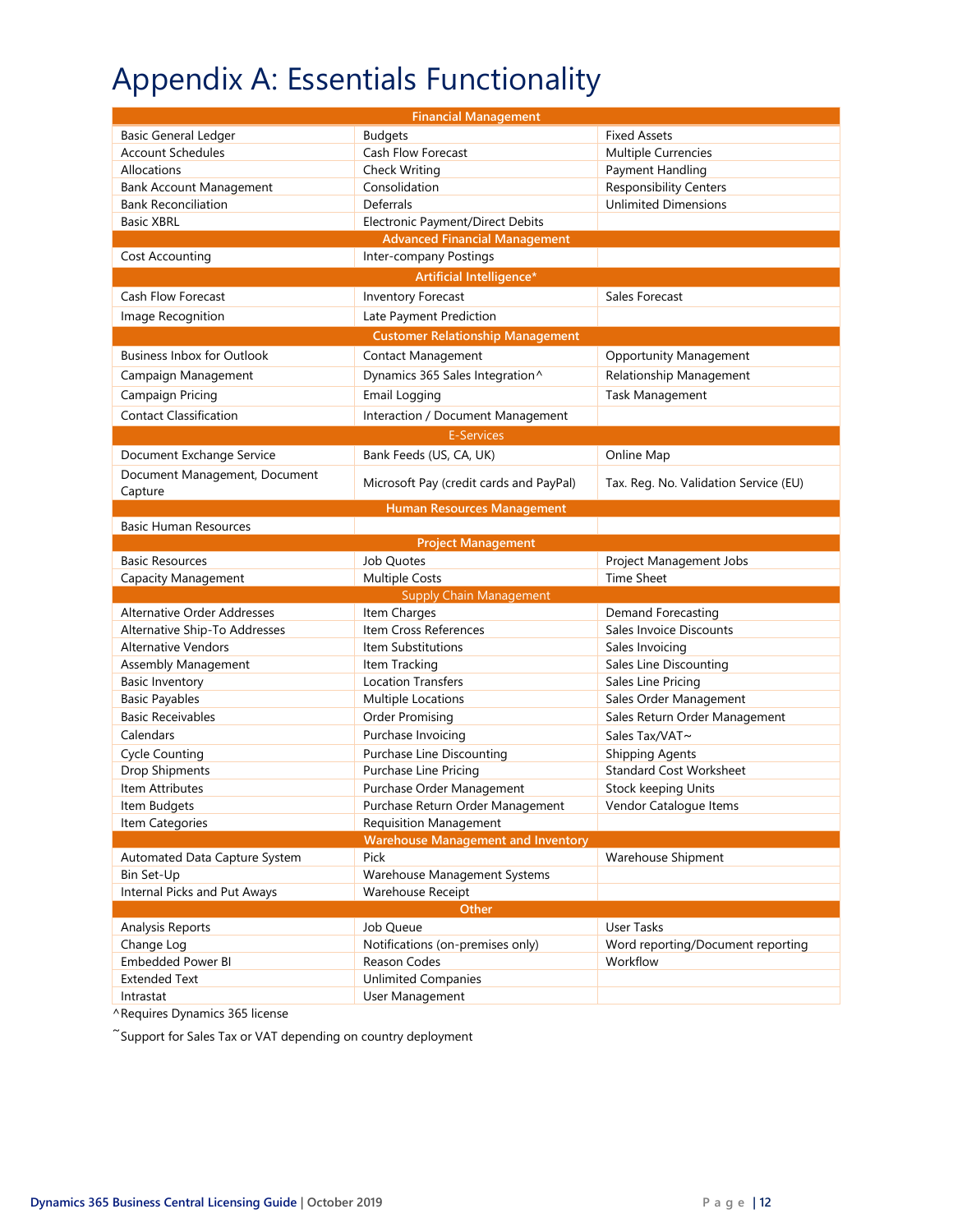# Appendix A: Essentials Functionality

| Financial Management | | |
|---|---|---|
| Basic General Ledger | Budgets | Fixed Assets |
| Account Schedules | Cash Flow Forecast | Multiple Currencies |
| Allocations | Check Writing | Payment Handling |
| Bank Account Management | Consolidation | Responsibility Centers |
| Bank Reconciliation | Deferrals | Unlimited Dimensions |
| Basic XBRL | Electronic Payment/Direct Debits | |
| **Advanced Financial Management** | | |
| Cost Accounting | Inter-company Postings | |
| **Artificial Intelligence*** | | |
| Cash Flow Forecast | Inventory Forecast | Sales Forecast |
| Image Recognition | Late Payment Prediction | |
| **Customer Relationship Management** | | |
| Business Inbox for Outlook | Contact Management | Opportunity Management |
| Campaign Management | Dynamics 365 Sales Integration^ | Relationship Management |
| Campaign Pricing | Email Logging | Task Management |
| Contact Classification | Interaction / Document Management | |
| **E-Services** | | |
| Document Exchange Service | Bank Feeds (US, CA, UK) | Online Map |
| Document Management, Document Capture | Microsoft Pay (credit cards and PayPal) | Tax. Reg. No. Validation Service (EU) |
| **Human Resources Management** | | |
| Basic Human Resources | | |
| **Project Management** | | |
| Basic Resources | Job Quotes | Project Management Jobs |
| Capacity Management | Multiple Costs | Time Sheet |
| **Supply Chain Management** | | |
| Alternative Order Addresses | Item Charges | Demand Forecasting |
| Alternative Ship-To Addresses | Item Cross References | Sales Invoice Discounts |
| Alternative Vendors | Item Substitutions | Sales Invoicing |
| Assembly Management | Item Tracking | Sales Line Discounting |
| Basic Inventory | Location Transfers | Sales Line Pricing |
| Basic Payables | Multiple Locations | Sales Order Management |
| Basic Receivables | Order Promising | Sales Return Order Management |
| Calendars | Purchase Invoicing | Sales Tax/VAT~ |
| Cycle Counting | Purchase Line Discounting | Shipping Agents |
| Drop Shipments | Purchase Line Pricing | Standard Cost Worksheet |
| Item Attributes | Purchase Order Management | Stock keeping Units |
| Item Budgets | Purchase Return Order Management | Vendor Catalogue Items |
| Item Categories | Requisition Management | |
| **Warehouse Management and Inventory** | | |
| Automated Data Capture System | Pick | Warehouse Shipment |
| Bin Set-Up | Warehouse Management Systems | |
| Internal Picks and Put Aways | Warehouse Receipt | |
| **Other** | | |
| Analysis Reports | Job Queue | User Tasks |
| Change Log | Notifications (on-premises only) | Word reporting/Document reporting |
| Embedded Power BI | Reason Codes | Workflow |
| Extended Text | Unlimited Companies | |
| Intrastat | User Management | |

^Requires Dynamics 365 license

~Support for Sales Tax or VAT depending on country deployment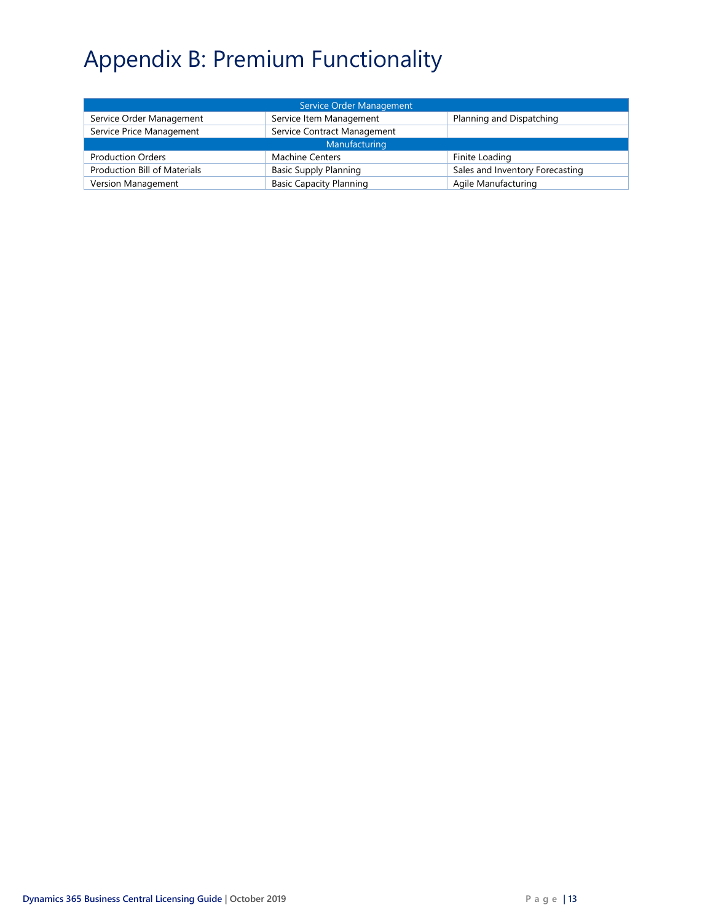# Appendix B: Premium Functionality

| Service Order Management | | |
|---|---|---|
| Service Order Management | Service Item Management | Planning and Dispatching |
| Service Price Management | Service Contract Management | |
| **Manufacturing** | | |
| Production Orders | Machine Centers | Finite Loading |
| Production Bill of Materials | Basic Supply Planning | Sales and Inventory Forecasting |
| Version Management | Basic Capacity Planning | Agile Manufacturing |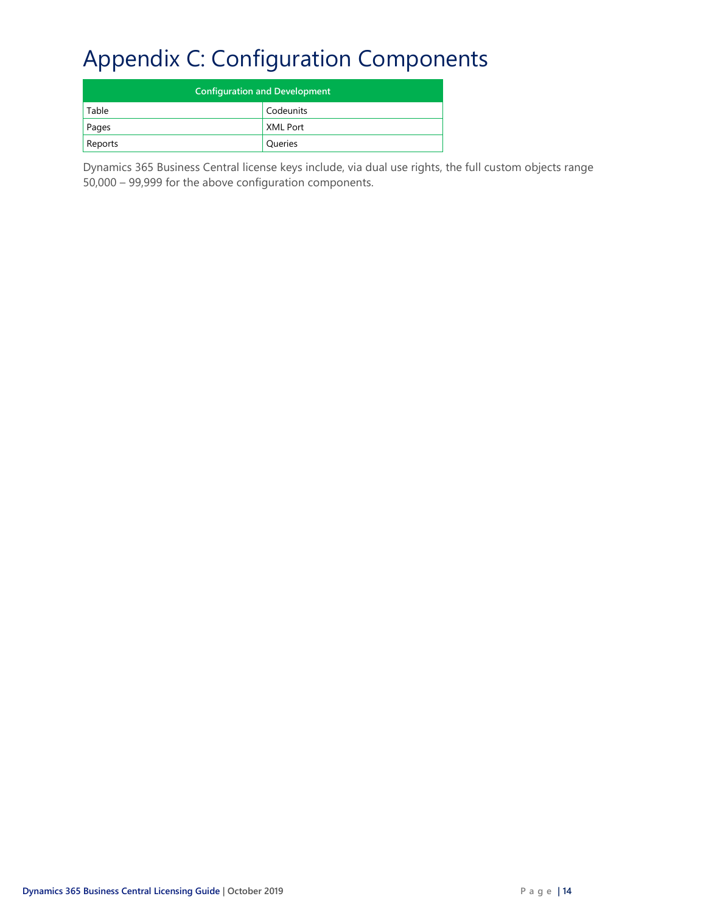# Appendix C: Configuration Components

| Configuration and Development | |
|---|---|
| Table | Codeunits |
| Pages | XML Port |
| Reports | Queries |

Dynamics 365 Business Central license keys include, via dual use rights, the full custom objects range 50,000 – 99,999 for the above configuration components.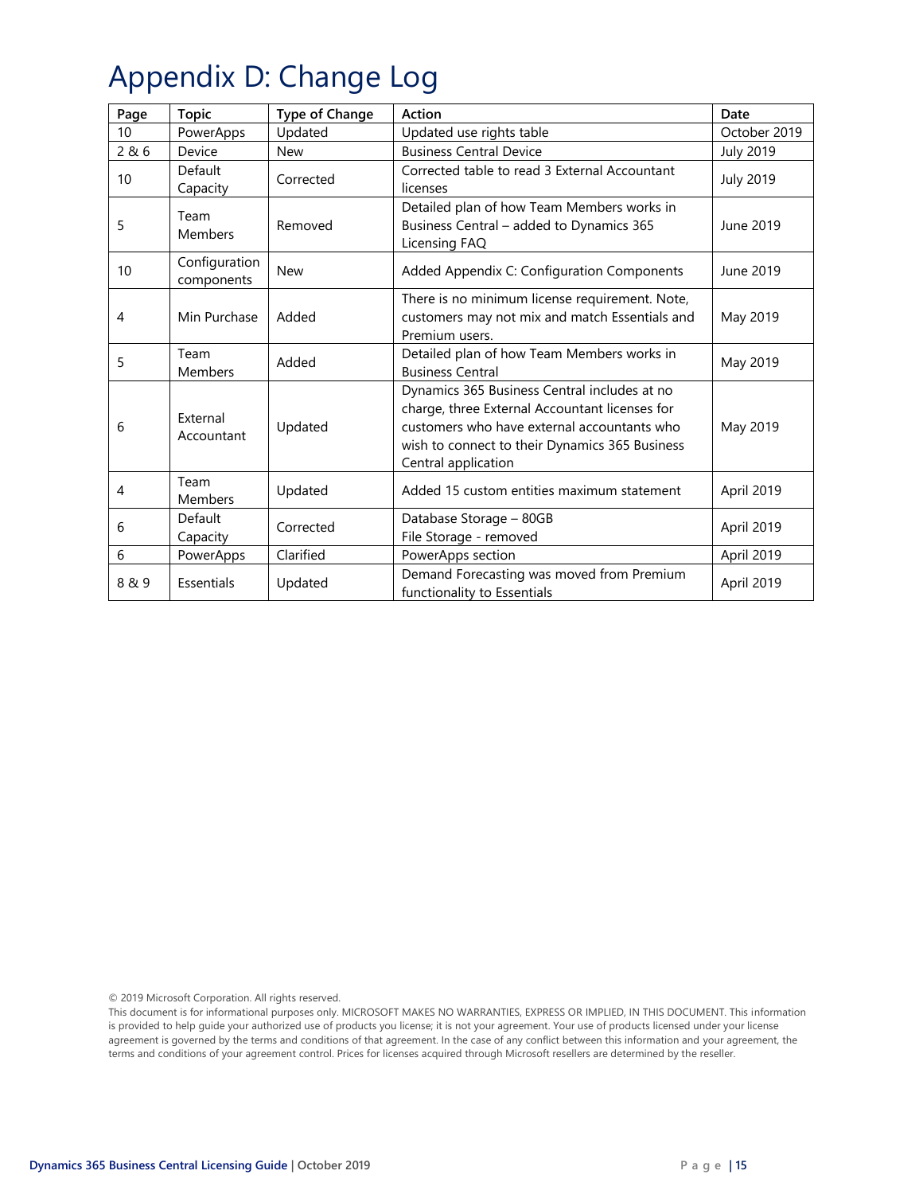# Appendix D: Change Log

| Page | Topic | Type of Change | Action | Date |
| --- | --- | --- | --- | --- |
| 10 | PowerApps | Updated | Updated use rights table | October 2019 |
| 2 & 6 | Device | New | Business Central Device | July 2019 |
| 10 | Default Capacity | Corrected | Corrected table to read 3 External Accountant licenses | July 2019 |
| 5 | Team Members | Removed | Detailed plan of how Team Members works in Business Central – added to Dynamics 365 Licensing FAQ | June 2019 |
| 10 | Configuration components | New | Added Appendix C: Configuration Components | June 2019 |
| 4 | Min Purchase | Added | There is no minimum license requirement. Note, customers may not mix and match Essentials and Premium users. | May 2019 |
| 5 | Team Members | Added | Detailed plan of how Team Members works in Business Central | May 2019 |
| 6 | External Accountant | Updated | Dynamics 365 Business Central includes at no charge, three External Accountant licenses for customers who have external accountants who wish to connect to their Dynamics 365 Business Central application | May 2019 |
| 4 | Team Members | Updated | Added 15 custom entities maximum statement | April 2019 |
| 6 | Default Capacity | Corrected | Database Storage – 80GB<br>File Storage - removed | April 2019 |
| 6 | PowerApps | Clarified | PowerApps section | April 2019 |
| 8 & 9 | Essentials | Updated | Demand Forecasting was moved from Premium functionality to Essentials | April 2019 |

© 2019 Microsoft Corporation. All rights reserved.
This document is for informational purposes only. MICROSOFT MAKES NO WARRANTIES, EXPRESS OR IMPLIED, IN THIS DOCUMENT. This information is provided to help guide your authorized use of products you license; it is not your agreement. Your use of products licensed under your license agreement is governed by the terms and conditions of that agreement. In the case of any conflict between this information and your agreement, the terms and conditions of your agreement control. Prices for licenses acquired through Microsoft resellers are determined by the reseller.